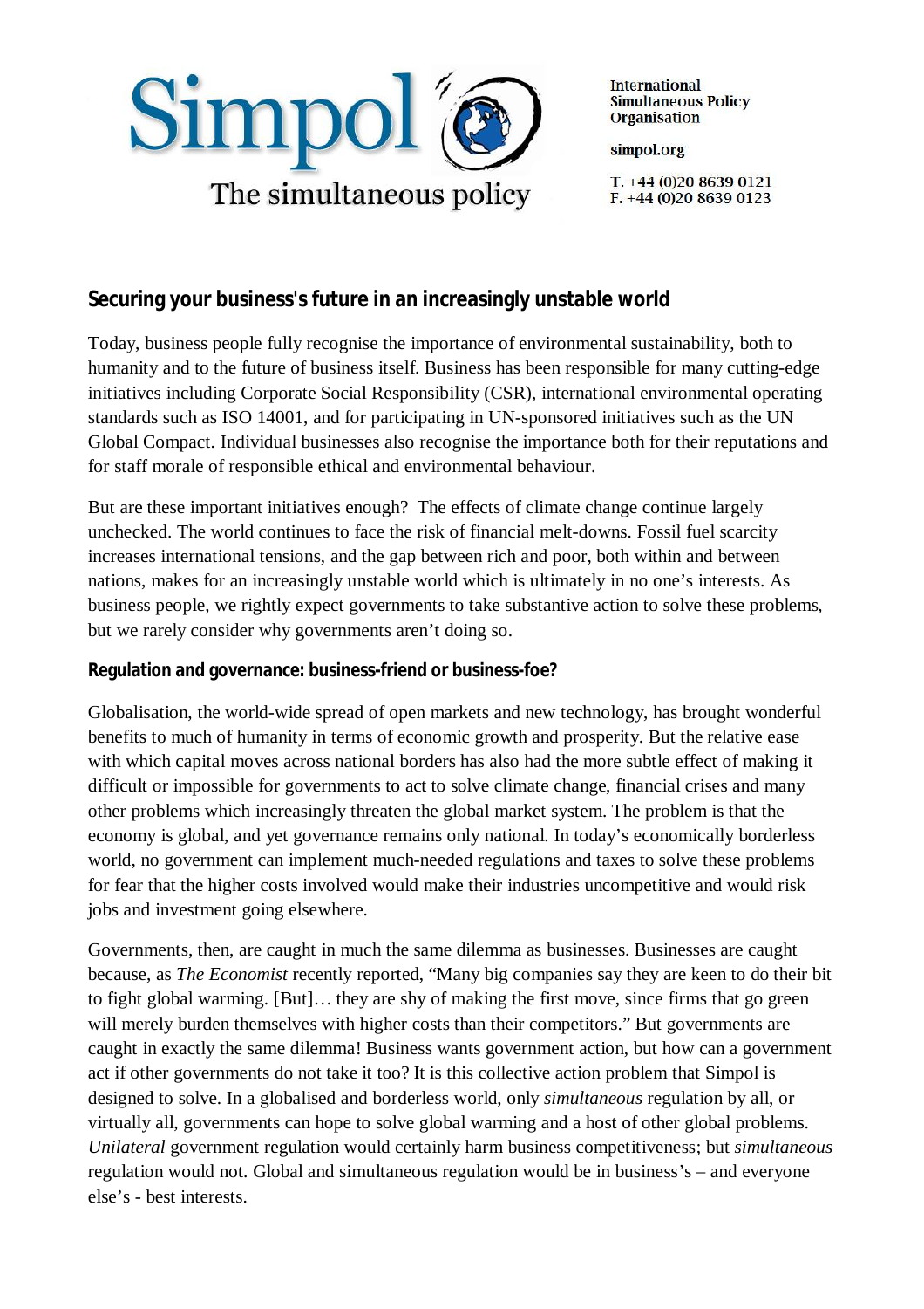Simpol

The simultaneous policy

International Simultaneous Policy Organisation

simpol.org

T. +44 (0)20 8639 0121
F. +44 (0)20 8639 0123

## Securing your business's future in an increasingly unstable world

Today, business people fully recognise the importance of environmental sustainability, both to humanity and to the future of business itself. Business has been responsible for many cutting-edge initiatives including Corporate Social Responsibility (CSR), international environmental operating standards such as ISO 14001, and for participating in UN-sponsored initiatives such as the UN Global Compact. Individual businesses also recognise the importance both for their reputations and for staff morale of responsible ethical and environmental behaviour.

But are these important initiatives enough? The effects of climate change continue largely unchecked. The world continues to face the risk of financial melt-downs. Fossil fuel scarcity increases international tensions, and the gap between rich and poor, both within and between nations, makes for an increasingly unstable world which is ultimately in no one's interests. As business people, we rightly expect governments to take substantive action to solve these problems, but we rarely consider why governments aren't doing so.

### Regulation and governance: business-friend or business-foe?

Globalisation, the world-wide spread of open markets and new technology, has brought wonderful benefits to much of humanity in terms of economic growth and prosperity. But the relative ease with which capital moves across national borders has also had the more subtle effect of making it difficult or impossible for governments to act to solve climate change, financial crises and many other problems which increasingly threaten the global market system. The problem is that the economy is global, and yet governance remains only national. In today's economically borderless world, no government can implement much-needed regulations and taxes to solve these problems for fear that the higher costs involved would make their industries uncompetitive and would risk jobs and investment going elsewhere.

Governments, then, are caught in much the same dilemma as businesses. Businesses are caught because, as *The Economist* recently reported, "Many big companies say they are keen to do their bit to fight global warming. [But]… they are shy of making the first move, since firms that go green will merely burden themselves with higher costs than their competitors." But governments are caught in exactly the same dilemma! Business wants government action, but how can a government act if other governments do not take it too? It is this collective action problem that Simpol is designed to solve. In a globalised and borderless world, only *simultaneous* regulation by all, or virtually all, governments can hope to solve global warming and a host of other global problems. *Unilateral* government regulation would certainly harm business competitiveness; but *simultaneous* regulation would not. Global and simultaneous regulation would be in business's – and everyone else's - best interests.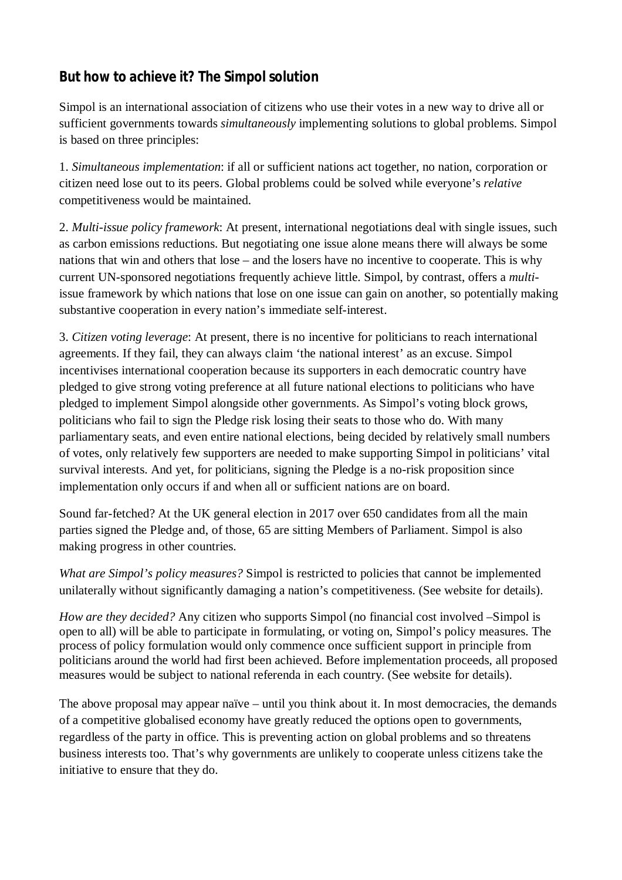## But how to achieve it? The Simpol solution

Simpol is an international association of citizens who use their votes in a new way to drive all or sufficient governments towards *simultaneously* implementing solutions to global problems. Simpol is based on three principles:

1. *Simultaneous implementation*: if all or sufficient nations act together, no nation, corporation or citizen need lose out to its peers. Global problems could be solved while everyone's *relative* competitiveness would be maintained.

2. *Multi-issue policy framework*: At present, international negotiations deal with single issues, such as carbon emissions reductions. But negotiating one issue alone means there will always be some nations that win and others that lose – and the losers have no incentive to cooperate. This is why current UN-sponsored negotiations frequently achieve little. Simpol, by contrast, offers a *multi*-issue framework by which nations that lose on one issue can gain on another, so potentially making substantive cooperation in every nation's immediate self-interest.

3. *Citizen voting leverage*: At present, there is no incentive for politicians to reach international agreements. If they fail, they can always claim 'the national interest' as an excuse. Simpol incentivises international cooperation because its supporters in each democratic country have pledged to give strong voting preference at all future national elections to politicians who have pledged to implement Simpol alongside other governments. As Simpol's voting block grows, politicians who fail to sign the Pledge risk losing their seats to those who do. With many parliamentary seats, and even entire national elections, being decided by relatively small numbers of votes, only relatively few supporters are needed to make supporting Simpol in politicians' vital survival interests. And yet, for politicians, signing the Pledge is a no-risk proposition since implementation only occurs if and when all or sufficient nations are on board.

Sound far-fetched? At the UK general election in 2017 over 650 candidates from all the main parties signed the Pledge and, of those, 65 are sitting Members of Parliament. Simpol is also making progress in other countries.

*What are Simpol's policy measures?* Simpol is restricted to policies that cannot be implemented unilaterally without significantly damaging a nation's competitiveness. (See website for details).

*How are they decided?* Any citizen who supports Simpol (no financial cost involved –Simpol is open to all) will be able to participate in formulating, or voting on, Simpol's policy measures. The process of policy formulation would only commence once sufficient support in principle from politicians around the world had first been achieved. Before implementation proceeds, all proposed measures would be subject to national referenda in each country. (See website for details).

The above proposal may appear naïve – until you think about it. In most democracies, the demands of a competitive globalised economy have greatly reduced the options open to governments, regardless of the party in office. This is preventing action on global problems and so threatens business interests too. That's why governments are unlikely to cooperate unless citizens take the initiative to ensure that they do.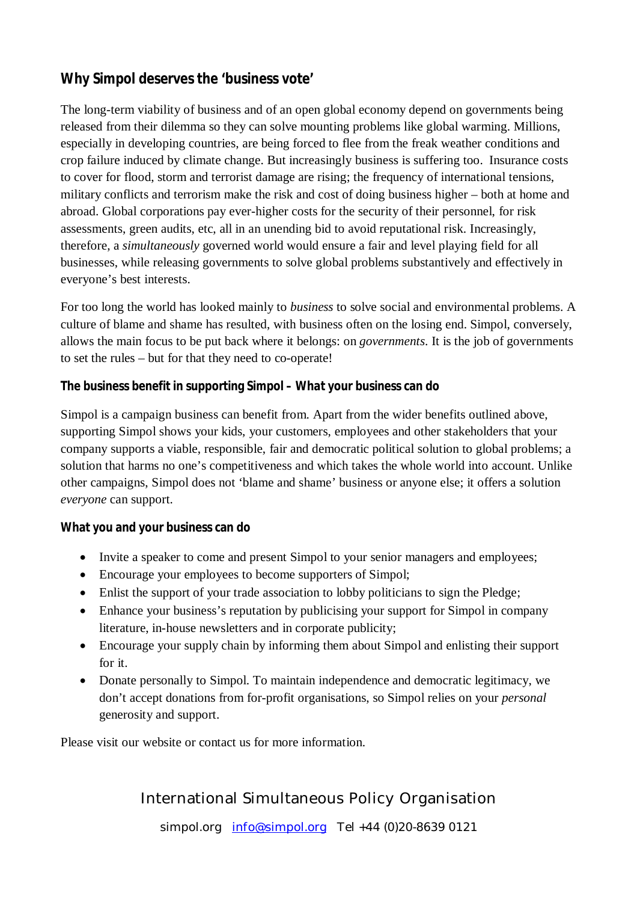## Why Simpol deserves the 'business vote'

The long-term viability of business and of an open global economy depend on governments being released from their dilemma so they can solve mounting problems like global warming. Millions, especially in developing countries, are being forced to flee from the freak weather conditions and crop failure induced by climate change. But increasingly business is suffering too. Insurance costs to cover for flood, storm and terrorist damage are rising; the frequency of international tensions, military conflicts and terrorism make the risk and cost of doing business higher – both at home and abroad. Global corporations pay ever-higher costs for the security of their personnel, for risk assessments, green audits, etc, all in an unending bid to avoid reputational risk. Increasingly, therefore, a *simultaneously* governed world would ensure a fair and level playing field for all businesses, while releasing governments to solve global problems substantively and effectively in everyone's best interests.

For too long the world has looked mainly to *business* to solve social and environmental problems. A culture of blame and shame has resulted, with business often on the losing end. Simpol, conversely, allows the main focus to be put back where it belongs: on *governments*. It is the job of governments to set the rules – but for that they need to co-operate!

### The business benefit in supporting Simpol – What your business can do

Simpol is a campaign business can benefit from. Apart from the wider benefits outlined above, supporting Simpol shows your kids, your customers, employees and other stakeholders that your company supports a viable, responsible, fair and democratic political solution to global problems; a solution that harms no one's competitiveness and which takes the whole world into account. Unlike other campaigns, Simpol does not 'blame and shame' business or anyone else; it offers a solution *everyone* can support.

### What you and your business can do

- Invite a speaker to come and present Simpol to your senior managers and employees;
- Encourage your employees to become supporters of Simpol;
- Enlist the support of your trade association to lobby politicians to sign the Pledge;
- Enhance your business's reputation by publicising your support for Simpol in company literature, in-house newsletters and in corporate publicity;
- Encourage your supply chain by informing them about Simpol and enlisting their support for it.
- Donate personally to Simpol. To maintain independence and democratic legitimacy, we don't accept donations from for-profit organisations, so Simpol relies on your *personal* generosity and support.

Please visit our website or contact us for more information.

International Simultaneous Policy Organisation

simpol.org info@simpol.org Tel +44 (0)20-8639 0121